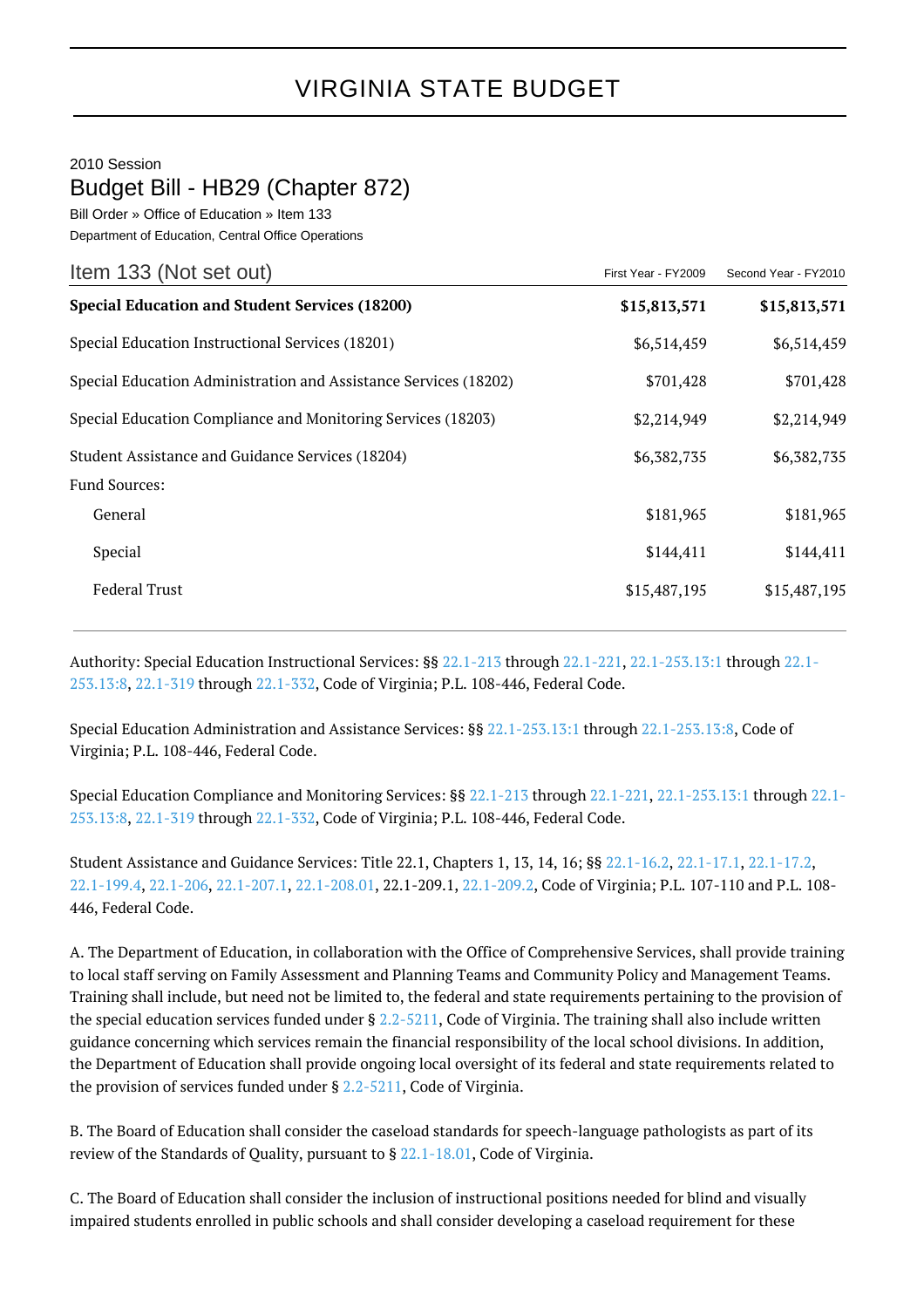# VIRGINIA STATE BUDGET

2010 Session

## Budget Bill - HB29 (Chapter 872)

Bill Order » Office of Education » Item 133

Department of Education, Central Office Operations

| Item 133 (Not set out) | First Year - FY2009 | Second Year - FY2010 |
|---|---|---|
| **Special Education and Student Services (18200)** | **$15,813,571** | **$15,813,571** |
| Special Education Instructional Services (18201) | $6,514,459 | $6,514,459 |
| Special Education Administration and Assistance Services (18202) | $701,428 | $701,428 |
| Special Education Compliance and Monitoring Services (18203) | $2,214,949 | $2,214,949 |
| Student Assistance and Guidance Services (18204) | $6,382,735 | $6,382,735 |
| Fund Sources: | | |
| General | $181,965 | $181,965 |
| Special | $144,411 | $144,411 |
| Federal Trust | $15,487,195 | $15,487,195 |

Authority: Special Education Instructional Services: §§ 22.1-213 through 22.1-221, 22.1-253.13:1 through 22.1-253.13:8, 22.1-319 through 22.1-332, Code of Virginia; P.L. 108-446, Federal Code.

Special Education Administration and Assistance Services: §§ 22.1-253.13:1 through 22.1-253.13:8, Code of Virginia; P.L. 108-446, Federal Code.

Special Education Compliance and Monitoring Services: §§ 22.1-213 through 22.1-221, 22.1-253.13:1 through 22.1-253.13:8, 22.1-319 through 22.1-332, Code of Virginia; P.L. 108-446, Federal Code.

Student Assistance and Guidance Services: Title 22.1, Chapters 1, 13, 14, 16; §§ 22.1-16.2, 22.1-17.1, 22.1-17.2, 22.1-199.4, 22.1-206, 22.1-207.1, 22.1-208.01, 22.1-209.1, 22.1-209.2, Code of Virginia; P.L. 107-110 and P.L. 108-446, Federal Code.

A. The Department of Education, in collaboration with the Office of Comprehensive Services, shall provide training to local staff serving on Family Assessment and Planning Teams and Community Policy and Management Teams. Training shall include, but need not be limited to, the federal and state requirements pertaining to the provision of the special education services funded under § 2.2-5211, Code of Virginia. The training shall also include written guidance concerning which services remain the financial responsibility of the local school divisions. In addition, the Department of Education shall provide ongoing local oversight of its federal and state requirements related to the provision of services funded under § 2.2-5211, Code of Virginia.

B. The Board of Education shall consider the caseload standards for speech-language pathologists as part of its review of the Standards of Quality, pursuant to § 22.1-18.01, Code of Virginia.

C. The Board of Education shall consider the inclusion of instructional positions needed for blind and visually impaired students enrolled in public schools and shall consider developing a caseload requirement for these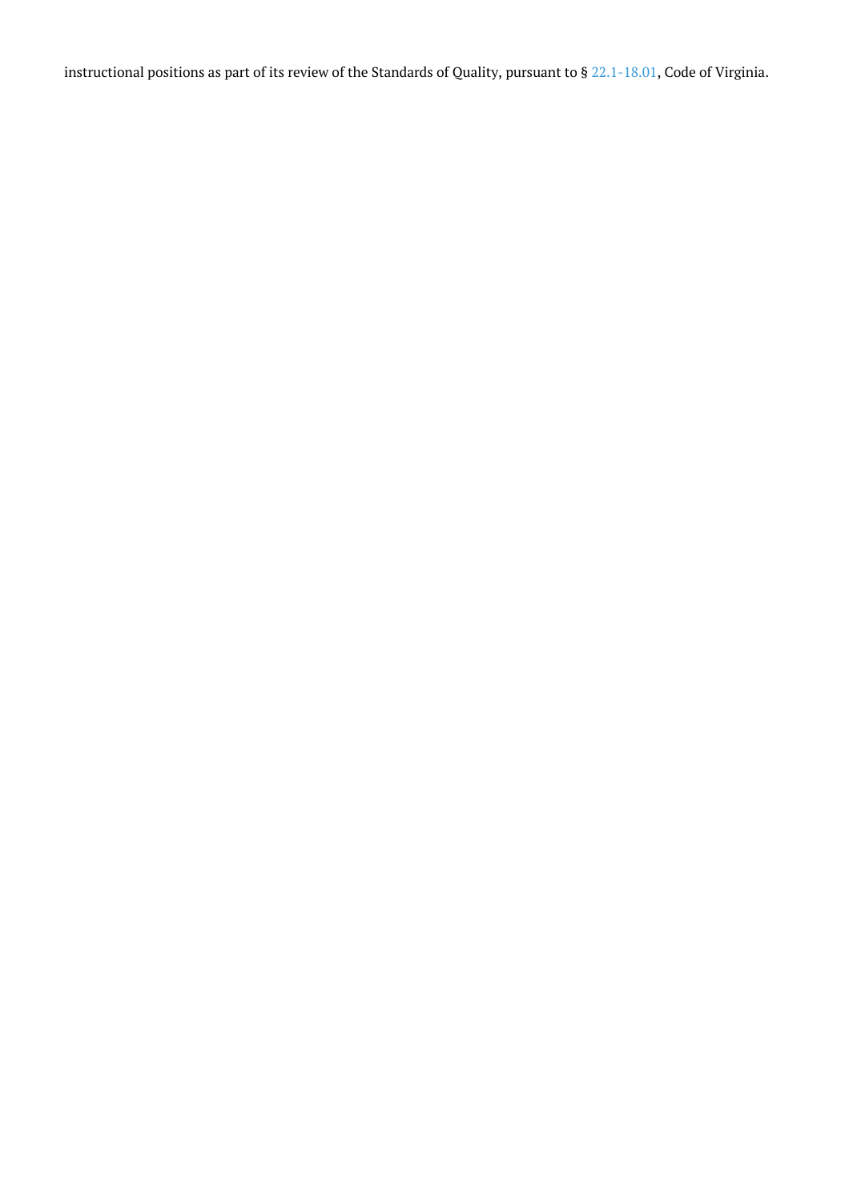instructional positions as part of its review of the Standards of Quality, pursuant to § 22.1-18.01, Code of Virginia.